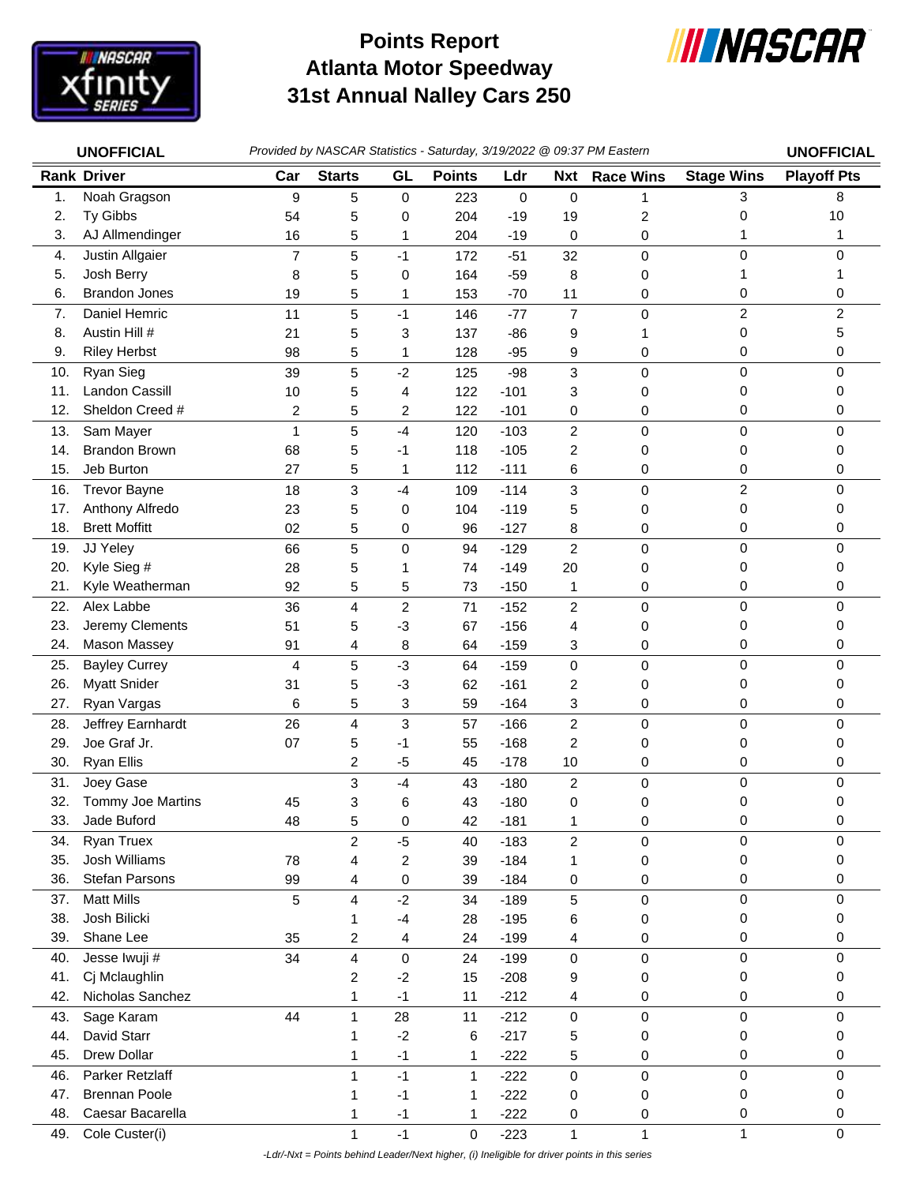# Points Report
# Atlanta Motor Speedway
# 31st Annual Nalley Cars 250

**UNOFFICIAL** *Provided by NASCAR Statistics - Saturday, 3/19/2022 @ 09:37 PM Eastern* **UNOFFICIAL**

| Rank | Driver | Car | Starts | GL | Points | Ldr | Nxt | Race Wins | Stage Wins | Playoff Pts |
|---|---|---|---|---|---|---|---|---|---|---|
| 1. | Noah Gragson | 9 | 5 | 0 | 223 | 0 | 0 | 1 | 3 | 8 |
| 2. | Ty Gibbs | 54 | 5 | 0 | 204 | -19 | 19 | 2 | 0 | 10 |
| 3. | AJ Allmendinger | 16 | 5 | 1 | 204 | -19 | 0 | 0 | 1 | 1 |
| 4. | Justin Allgaier | 7 | 5 | -1 | 172 | -51 | 32 | 0 | 0 | 0 |
| 5. | Josh Berry | 8 | 5 | 0 | 164 | -59 | 8 | 0 | 1 | 1 |
| 6. | Brandon Jones | 19 | 5 | 1 | 153 | -70 | 11 | 0 | 0 | 0 |
| 7. | Daniel Hemric | 11 | 5 | -1 | 146 | -77 | 7 | 0 | 2 | 2 |
| 8. | Austin Hill # | 21 | 5 | 3 | 137 | -86 | 9 | 1 | 0 | 5 |
| 9. | Riley Herbst | 98 | 5 | 1 | 128 | -95 | 9 | 0 | 0 | 0 |
| 10. | Ryan Sieg | 39 | 5 | -2 | 125 | -98 | 3 | 0 | 0 | 0 |
| 11. | Landon Cassill | 10 | 5 | 4 | 122 | -101 | 3 | 0 | 0 | 0 |
| 12. | Sheldon Creed # | 2 | 5 | 2 | 122 | -101 | 0 | 0 | 0 | 0 |
| 13. | Sam Mayer | 1 | 5 | -4 | 120 | -103 | 2 | 0 | 0 | 0 |
| 14. | Brandon Brown | 68 | 5 | -1 | 118 | -105 | 2 | 0 | 0 | 0 |
| 15. | Jeb Burton | 27 | 5 | 1 | 112 | -111 | 6 | 0 | 0 | 0 |
| 16. | Trevor Bayne | 18 | 3 | -4 | 109 | -114 | 3 | 0 | 2 | 0 |
| 17. | Anthony Alfredo | 23 | 5 | 0 | 104 | -119 | 5 | 0 | 0 | 0 |
| 18. | Brett Moffitt | 02 | 5 | 0 | 96 | -127 | 8 | 0 | 0 | 0 |
| 19. | JJ Yeley | 66 | 5 | 0 | 94 | -129 | 2 | 0 | 0 | 0 |
| 20. | Kyle Sieg # | 28 | 5 | 1 | 74 | -149 | 20 | 0 | 0 | 0 |
| 21. | Kyle Weatherman | 92 | 5 | 5 | 73 | -150 | 1 | 0 | 0 | 0 |
| 22. | Alex Labbe | 36 | 4 | 2 | 71 | -152 | 2 | 0 | 0 | 0 |
| 23. | Jeremy Clements | 51 | 5 | -3 | 67 | -156 | 4 | 0 | 0 | 0 |
| 24. | Mason Massey | 91 | 4 | 8 | 64 | -159 | 3 | 0 | 0 | 0 |
| 25. | Bayley Currey | 4 | 5 | -3 | 64 | -159 | 0 | 0 | 0 | 0 |
| 26. | Myatt Snider | 31 | 5 | -3 | 62 | -161 | 2 | 0 | 0 | 0 |
| 27. | Ryan Vargas | 6 | 5 | 3 | 59 | -164 | 3 | 0 | 0 | 0 |
| 28. | Jeffrey Earnhardt | 26 | 4 | 3 | 57 | -166 | 2 | 0 | 0 | 0 |
| 29. | Joe Graf Jr. | 07 | 5 | -1 | 55 | -168 | 2 | 0 | 0 | 0 |
| 30. | Ryan Ellis | | 2 | -5 | 45 | -178 | 10 | 0 | 0 | 0 |
| 31. | Joey Gase | | 3 | -4 | 43 | -180 | 2 | 0 | 0 | 0 |
| 32. | Tommy Joe Martins | 45 | 3 | 6 | 43 | -180 | 0 | 0 | 0 | 0 |
| 33. | Jade Buford | 48 | 5 | 0 | 42 | -181 | 1 | 0 | 0 | 0 |
| 34. | Ryan Truex | | 2 | -5 | 40 | -183 | 2 | 0 | 0 | 0 |
| 35. | Josh Williams | 78 | 4 | 2 | 39 | -184 | 1 | 0 | 0 | 0 |
| 36. | Stefan Parsons | 99 | 4 | 0 | 39 | -184 | 0 | 0 | 0 | 0 |
| 37. | Matt Mills | 5 | 4 | -2 | 34 | -189 | 5 | 0 | 0 | 0 |
| 38. | Josh Bilicki | | 1 | -4 | 28 | -195 | 6 | 0 | 0 | 0 |
| 39. | Shane Lee | 35 | 2 | 4 | 24 | -199 | 4 | 0 | 0 | 0 |
| 40. | Jesse Iwuji # | 34 | 4 | 0 | 24 | -199 | 0 | 0 | 0 | 0 |
| 41. | Cj Mclaughlin | | 2 | -2 | 15 | -208 | 9 | 0 | 0 | 0 |
| 42. | Nicholas Sanchez | | 1 | -1 | 11 | -212 | 4 | 0 | 0 | 0 |
| 43. | Sage Karam | 44 | 1 | 28 | 11 | -212 | 0 | 0 | 0 | 0 |
| 44. | David Starr | | 1 | -2 | 6 | -217 | 5 | 0 | 0 | 0 |
| 45. | Drew Dollar | | 1 | -1 | 1 | -222 | 5 | 0 | 0 | 0 |
| 46. | Parker Retzlaff | | 1 | -1 | 1 | -222 | 0 | 0 | 0 | 0 |
| 47. | Brennan Poole | | 1 | -1 | 1 | -222 | 0 | 0 | 0 | 0 |
| 48. | Caesar Bacarella | | 1 | -1 | 1 | -222 | 0 | 0 | 0 | 0 |
| 49. | Cole Custer(i) | | 1 | -1 | 0 | -223 | 1 | 1 | 1 | 0 |

*-Ldr/-Nxt = Points behind Leader/Next higher, (i) Ineligible for driver points in this series*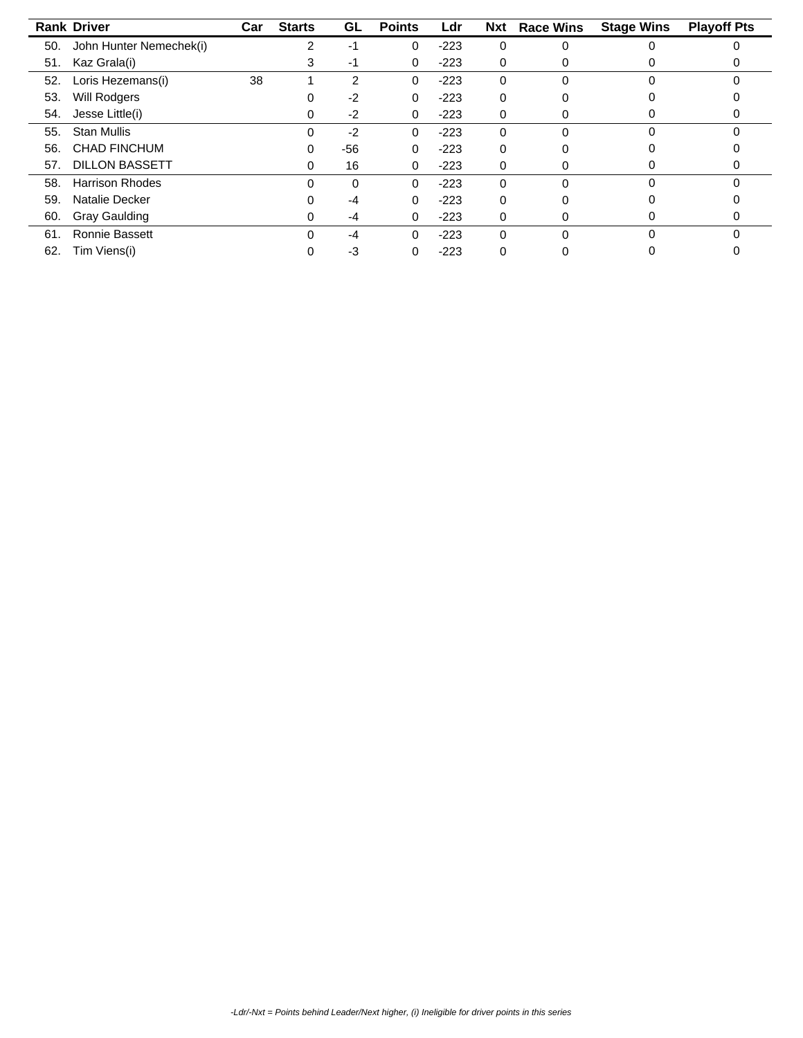| Rank | Driver | Car | Starts | GL | Points | Ldr | Nxt | Race Wins | Stage Wins | Playoff Pts |
|---|---|---|---|---|---|---|---|---|---|---|
| 50. | John Hunter Nemechek(i) | | 2 | -1 | 0 | -223 | 0 | 0 | 0 | 0 |
| 51. | Kaz Grala(i) | | 3 | -1 | 0 | -223 | 0 | 0 | 0 | 0 |
| 52. | Loris Hezemans(i) | 38 | 1 | 2 | 0 | -223 | 0 | 0 | 0 | 0 |
| 53. | Will Rodgers | | 0 | -2 | 0 | -223 | 0 | 0 | 0 | 0 |
| 54. | Jesse Little(i) | | 0 | -2 | 0 | -223 | 0 | 0 | 0 | 0 |
| 55. | Stan Mullis | | 0 | -2 | 0 | -223 | 0 | 0 | 0 | 0 |
| 56. | CHAD FINCHUM | | 0 | -56 | 0 | -223 | 0 | 0 | 0 | 0 |
| 57. | DILLON BASSETT | | 0 | 16 | 0 | -223 | 0 | 0 | 0 | 0 |
| 58. | Harrison Rhodes | | 0 | 0 | 0 | -223 | 0 | 0 | 0 | 0 |
| 59. | Natalie Decker | | 0 | -4 | 0 | -223 | 0 | 0 | 0 | 0 |
| 60. | Gray Gaulding | | 0 | -4 | 0 | -223 | 0 | 0 | 0 | 0 |
| 61. | Ronnie Bassett | | 0 | -4 | 0 | -223 | 0 | 0 | 0 | 0 |
| 62. | Tim Viens(i) | | 0 | -3 | 0 | -223 | 0 | 0 | 0 | 0 |

*-Ldr/-Nxt = Points behind Leader/Next higher, (i) Ineligible for driver points in this series*